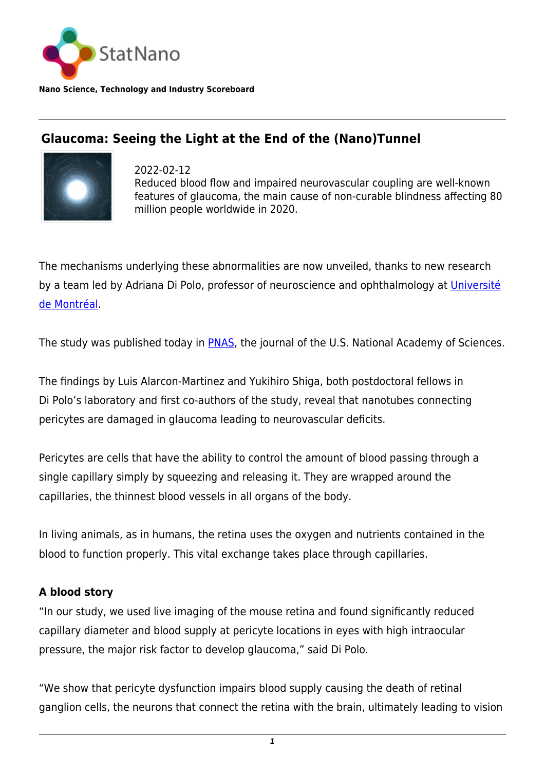StatNano

**Nano Science, Technology and Industry Scoreboard**

## Glaucoma: Seeing the Light at the End of the (Nano)Tunnel

2022-02-12
Reduced blood flow and impaired neurovascular coupling are well-known features of glaucoma, the main cause of non-curable blindness affecting 80 million people worldwide in 2020.

The mechanisms underlying these abnormalities are now unveiled, thanks to new research by a team led by Adriana Di Polo, professor of neuroscience and ophthalmology at Université de Montréal.

The study was published today in PNAS, the journal of the U.S. National Academy of Sciences.

The findings by Luis Alarcon-Martinez and Yukihiro Shiga, both postdoctoral fellows in Di Polo's laboratory and first co-authors of the study, reveal that nanotubes connecting pericytes are damaged in glaucoma leading to neurovascular deficits.

Pericytes are cells that have the ability to control the amount of blood passing through a single capillary simply by squeezing and releasing it. They are wrapped around the capillaries, the thinnest blood vessels in all organs of the body.

In living animals, as in humans, the retina uses the oxygen and nutrients contained in the blood to function properly. This vital exchange takes place through capillaries.

**A blood story**

"In our study, we used live imaging of the mouse retina and found significantly reduced capillary diameter and blood supply at pericyte locations in eyes with high intraocular pressure, the major risk factor to develop glaucoma," said Di Polo.

"We show that pericyte dysfunction impairs blood supply causing the death of retinal ganglion cells, the neurons that connect the retina with the brain, ultimately leading to vision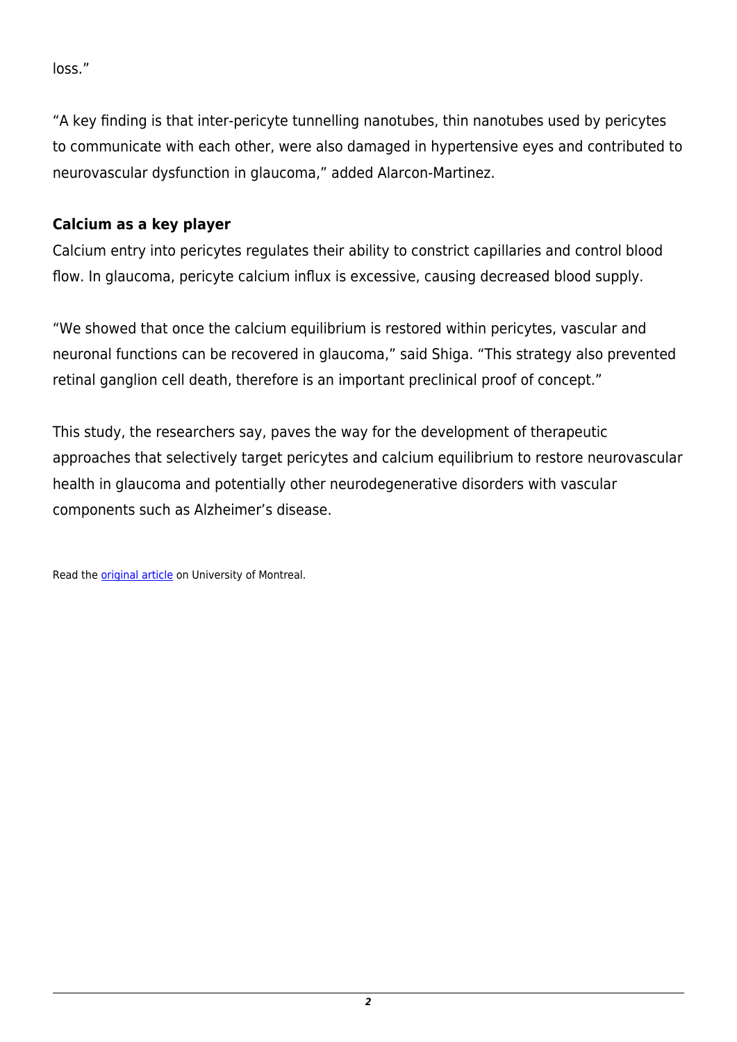loss."

"A key finding is that inter-pericyte tunnelling nanotubes, thin nanotubes used by pericytes to communicate with each other, were also damaged in hypertensive eyes and contributed to neurovascular dysfunction in glaucoma," added Alarcon-Martinez.

**Calcium as a key player**

Calcium entry into pericytes regulates their ability to constrict capillaries and control blood flow. In glaucoma, pericyte calcium influx is excessive, causing decreased blood supply.

"We showed that once the calcium equilibrium is restored within pericytes, vascular and neuronal functions can be recovered in glaucoma," said Shiga. "This strategy also prevented retinal ganglion cell death, therefore is an important preclinical proof of concept."

This study, the researchers say, paves the way for the development of therapeutic approaches that selectively target pericytes and calcium equilibrium to restore neurovascular health in glaucoma and potentially other neurodegenerative disorders with vascular components such as Alzheimer's disease.

Read the original article on University of Montreal.